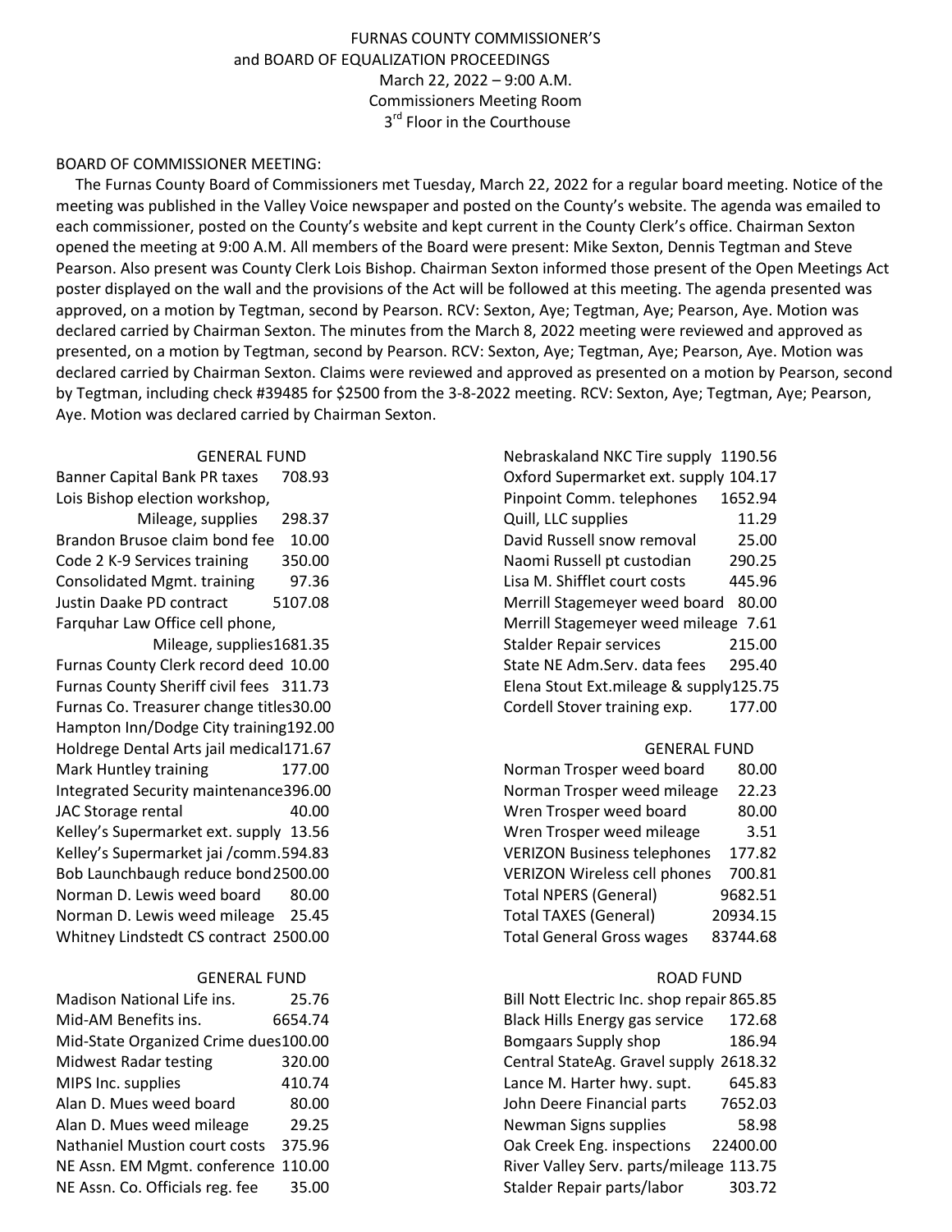FURNAS COUNTY COMMISSIONER'S
and BOARD OF EQUALIZATION PROCEEDINGS
March 22, 2022 – 9:00 A.M.
Commissioners Meeting Room
3rd Floor in the Courthouse

BOARD OF COMMISSIONER MEETING:

The Furnas County Board of Commissioners met Tuesday, March 22, 2022 for a regular board meeting. Notice of the meeting was published in the Valley Voice newspaper and posted on the County's website. The agenda was emailed to each commissioner, posted on the County's website and kept current in the County Clerk's office. Chairman Sexton opened the meeting at 9:00 A.M. All members of the Board were present: Mike Sexton, Dennis Tegtman and Steve Pearson. Also present was County Clerk Lois Bishop. Chairman Sexton informed those present of the Open Meetings Act poster displayed on the wall and the provisions of the Act will be followed at this meeting. The agenda presented was approved, on a motion by Tegtman, second by Pearson. RCV: Sexton, Aye; Tegtman, Aye; Pearson, Aye. Motion was declared carried by Chairman Sexton. The minutes from the March 8, 2022 meeting were reviewed and approved as presented, on a motion by Tegtman, second by Pearson. RCV: Sexton, Aye; Tegtman, Aye; Pearson, Aye. Motion was declared carried by Chairman Sexton. Claims were reviewed and approved as presented on a motion by Pearson, second by Tegtman, including check #39485 for $2500 from the 3-8-2022 meeting. RCV: Sexton, Aye; Tegtman, Aye; Pearson, Aye. Motion was declared carried by Chairman Sexton.

GENERAL FUND

Banner Capital Bank PR taxes 708.93
Lois Bishop election workshop, Mileage, supplies 298.37
Brandon Brusoe claim bond fee 10.00
Code 2 K-9 Services training 350.00
Consolidated Mgmt. training 97.36
Justin Daake PD contract 5107.08
Farquhar Law Office cell phone, Mileage, supplies 1681.35
Furnas County Clerk record deed 10.00
Furnas County Sheriff civil fees 311.73
Furnas Co. Treasurer change titles 30.00
Hampton Inn/Dodge City training 192.00
Holdrege Dental Arts jail medical 171.67
Mark Huntley training 177.00
Integrated Security maintenance 396.00
JAC Storage rental 40.00
Kelley's Supermarket ext. supply 13.56
Kelley's Supermarket jai /comm. 594.83
Bob Launchbaugh reduce bond 2500.00
Norman D. Lewis weed board 80.00
Norman D. Lewis weed mileage 25.45
Whitney Lindstedt CS contract 2500.00

GENERAL FUND

Madison National Life ins. 25.76
Mid-AM Benefits ins. 6654.74
Mid-State Organized Crime dues 100.00
Midwest Radar testing 320.00
MIPS Inc. supplies 410.74
Alan D. Mues weed board 80.00
Alan D. Mues weed mileage 29.25
Nathaniel Mustion court costs 375.96
NE Assn. EM Mgmt. conference 110.00
NE Assn. Co. Officials reg. fee 35.00
Nebraskaland NKC Tire supply 1190.56
Oxford Supermarket ext. supply 104.17
Pinpoint Comm. telephones 1652.94
Quill, LLC supplies 11.29
David Russell snow removal 25.00
Naomi Russell pt custodian 290.25
Lisa M. Shifflet court costs 445.96
Merrill Stagemeyer weed board 80.00
Merrill Stagemeyer weed mileage 7.61
Stalder Repair services 215.00
State NE Adm.Serv. data fees 295.40
Elena Stout Ext.mileage & supply 125.75
Cordell Stover training exp. 177.00

GENERAL FUND

Norman Trosper weed board 80.00
Norman Trosper weed mileage 22.23
Wren Trosper weed board 80.00
Wren Trosper weed mileage 3.51
VERIZON Business telephones 177.82
VERIZON Wireless cell phones 700.81
Total NPERS (General) 9682.51
Total TAXES (General) 20934.15
Total General Gross wages 83744.68

ROAD FUND

Bill Nott Electric Inc. shop repair 865.85
Black Hills Energy gas service 172.68
Bomgaars Supply shop 186.94
Central StateAg. Gravel supply 2618.32
Lance M. Harter hwy. supt. 645.83
John Deere Financial parts 7652.03
Newman Signs supplies 58.98
Oak Creek Eng. inspections 22400.00
River Valley Serv. parts/mileage 113.75
Stalder Repair parts/labor 303.72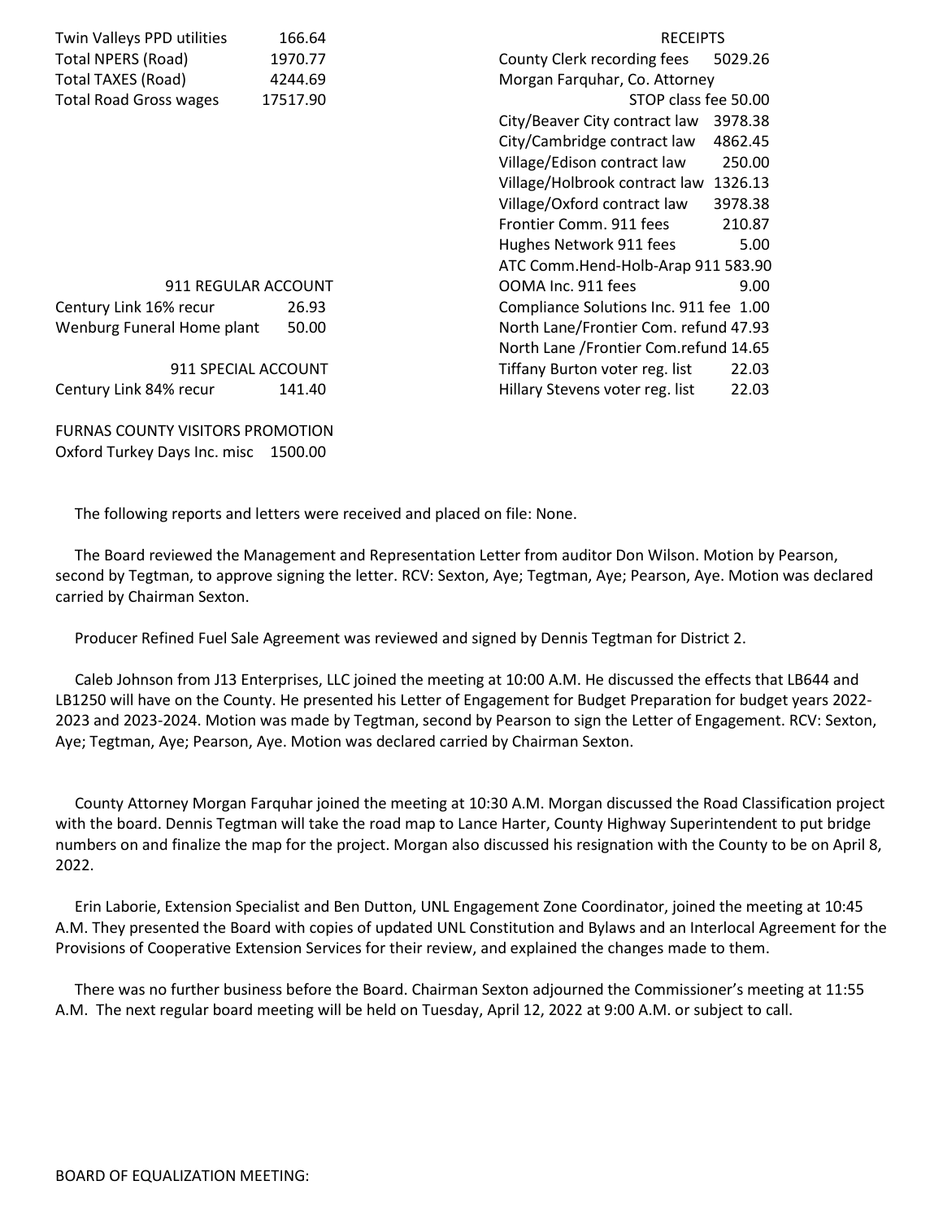| | |
|---|---|
| Twin Valleys PPD utilities | 166.64 |
| Total NPERS (Road) | 1970.77 |
| Total TAXES (Road) | 4244.69 |
| Total Road Gross wages | 17517.90 |

911 REGULAR ACCOUNT

| | |
|---|---|
| Century Link 16% recur | 26.93 |
| Wenburg Funeral Home plant | 50.00 |

911 SPECIAL ACCOUNT

| | |
|---|---|
| Century Link 84% recur | 141.40 |

FURNAS COUNTY VISITORS PROMOTION

| | |
|---|---|
| Oxford Turkey Days Inc. misc | 1500.00 |

RECEIPTS

| | |
|---|---|
| County Clerk recording fees | 5029.26 |
| Morgan Farquhar, Co. Attorney STOP class fee | 50.00 |
| City/Beaver City contract law | 3978.38 |
| City/Cambridge contract law | 4862.45 |
| Village/Edison contract law | 250.00 |
| Village/Holbrook contract law | 1326.13 |
| Village/Oxford contract law | 3978.38 |
| Frontier Comm. 911 fees | 210.87 |
| Hughes Network 911 fees | 5.00 |
| ATC Comm.Hend-Holb-Arap 911 | 583.90 |
| OOMA Inc. 911 fees | 9.00 |
| Compliance Solutions Inc. 911 fee | 1.00 |
| North Lane/Frontier Com. refund | 47.93 |
| North Lane /Frontier Com.refund | 14.65 |
| Tiffany Burton voter reg. list | 22.03 |
| Hillary Stevens voter reg. list | 22.03 |

The following reports and letters were received and placed on file: None.

The Board reviewed the Management and Representation Letter from auditor Don Wilson. Motion by Pearson, second by Tegtman, to approve signing the letter. RCV: Sexton, Aye; Tegtman, Aye; Pearson, Aye. Motion was declared carried by Chairman Sexton.

Producer Refined Fuel Sale Agreement was reviewed and signed by Dennis Tegtman for District 2.

Caleb Johnson from J13 Enterprises, LLC joined the meeting at 10:00 A.M. He discussed the effects that LB644 and LB1250 will have on the County. He presented his Letter of Engagement for Budget Preparation for budget years 2022-2023 and 2023-2024. Motion was made by Tegtman, second by Pearson to sign the Letter of Engagement. RCV: Sexton, Aye; Tegtman, Aye; Pearson, Aye. Motion was declared carried by Chairman Sexton.

County Attorney Morgan Farquhar joined the meeting at 10:30 A.M. Morgan discussed the Road Classification project with the board. Dennis Tegtman will take the road map to Lance Harter, County Highway Superintendent to put bridge numbers on and finalize the map for the project. Morgan also discussed his resignation with the County to be on April 8, 2022.

Erin Laborie, Extension Specialist and Ben Dutton, UNL Engagement Zone Coordinator, joined the meeting at 10:45 A.M. They presented the Board with copies of updated UNL Constitution and Bylaws and an Interlocal Agreement for the Provisions of Cooperative Extension Services for their review, and explained the changes made to them.

There was no further business before the Board. Chairman Sexton adjourned the Commissioner's meeting at 11:55 A.M. The next regular board meeting will be held on Tuesday, April 12, 2022 at 9:00 A.M. or subject to call.

BOARD OF EQUALIZATION MEETING: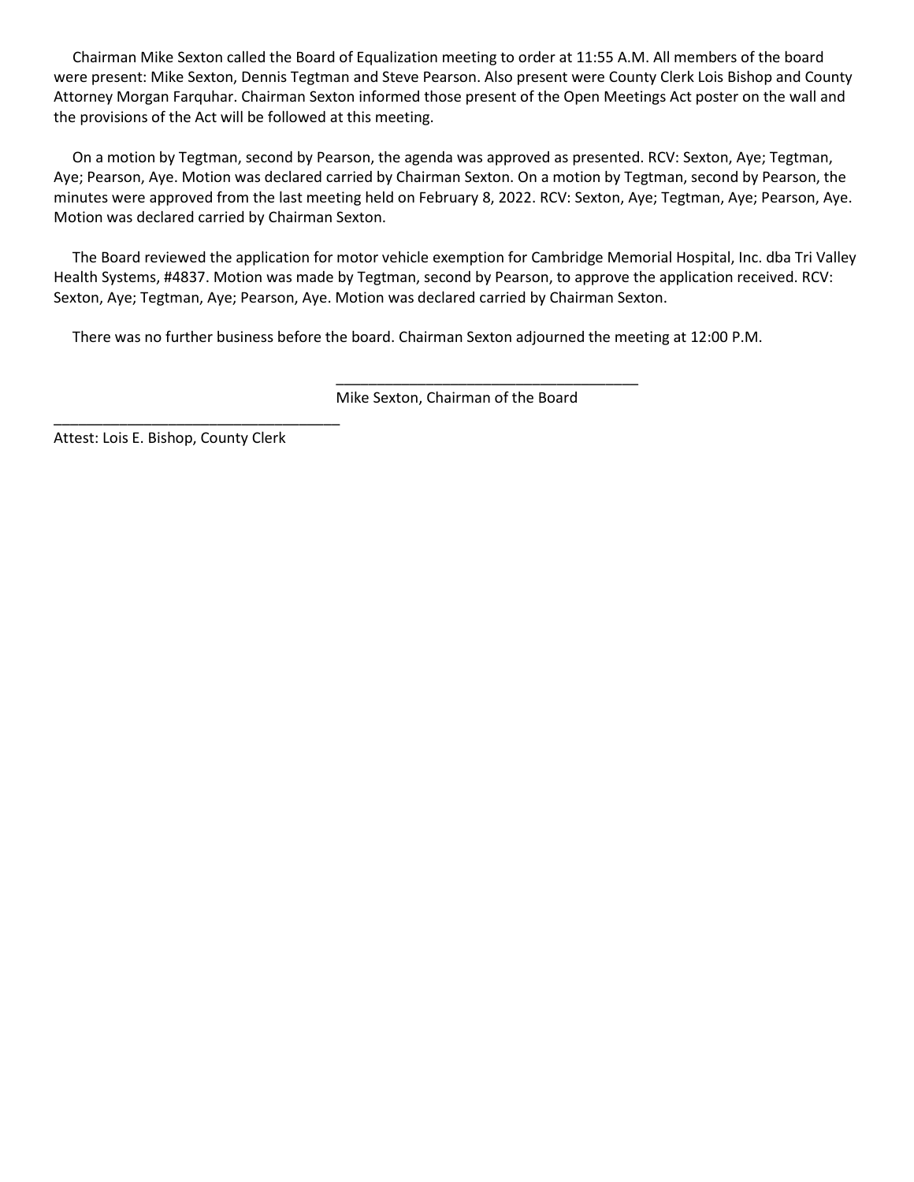Chairman Mike Sexton called the Board of Equalization meeting to order at 11:55 A.M. All members of the board were present: Mike Sexton, Dennis Tegtman and Steve Pearson. Also present were County Clerk Lois Bishop and County Attorney Morgan Farquhar. Chairman Sexton informed those present of the Open Meetings Act poster on the wall and the provisions of the Act will be followed at this meeting.

On a motion by Tegtman, second by Pearson, the agenda was approved as presented. RCV: Sexton, Aye; Tegtman, Aye; Pearson, Aye. Motion was declared carried by Chairman Sexton. On a motion by Tegtman, second by Pearson, the minutes were approved from the last meeting held on February 8, 2022. RCV: Sexton, Aye; Tegtman, Aye; Pearson, Aye. Motion was declared carried by Chairman Sexton.

The Board reviewed the application for motor vehicle exemption for Cambridge Memorial Hospital, Inc. dba Tri Valley Health Systems, #4837. Motion was made by Tegtman, second by Pearson, to approve the application received. RCV: Sexton, Aye; Tegtman, Aye; Pearson, Aye. Motion was declared carried by Chairman Sexton.

There was no further business before the board. Chairman Sexton adjourned the meeting at 12:00 P.M.

\_\_\_\_\_\_\_\_\_\_\_\_\_\_\_\_\_\_\_\_\_\_\_\_\_\_\_\_\_\_\_\_\_\_\_\_\_\_

Mike Sexton, Chairman of the Board

\_\_\_\_\_\_\_\_\_\_\_\_\_\_\_\_\_\_\_\_\_\_\_\_\_\_\_\_\_\_\_\_\_\_\_\_\_\_

Attest: Lois E. Bishop, County Clerk